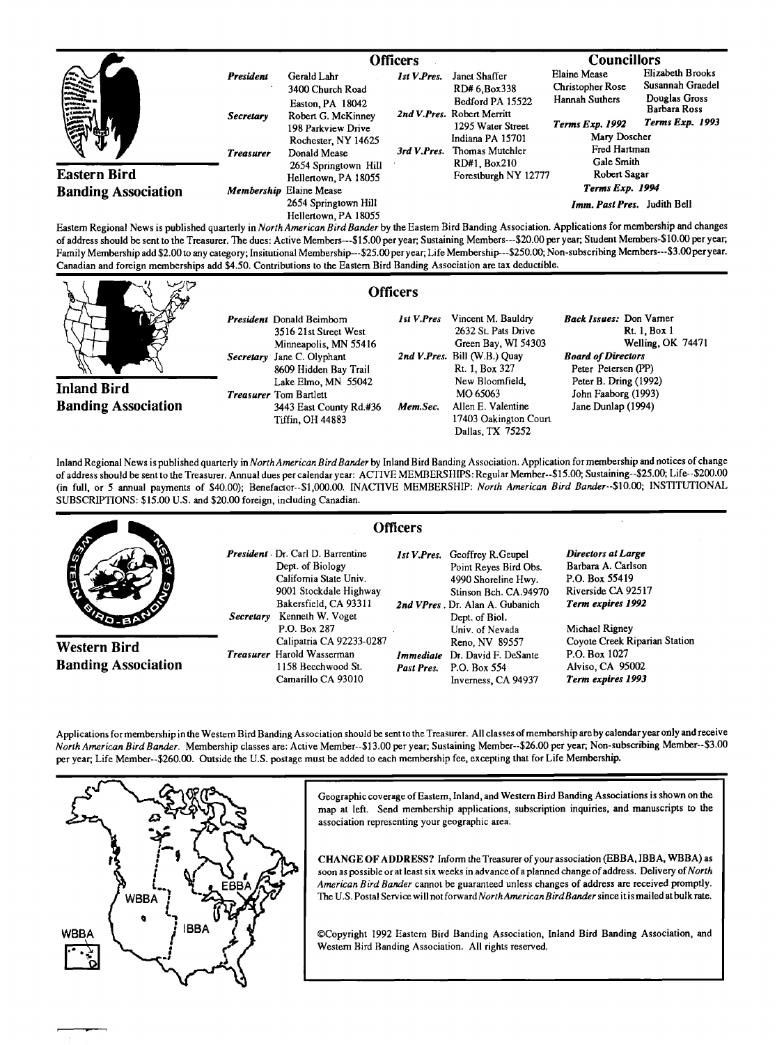## Eastern Bird Banding Association

### Officers

**President** Gerald Lahr, 3400 Church Road, Easton, PA 18042

**Secretary** Robert G. McKinney, 198 Parkview Drive, Rochester, NY 14625

**Treasurer** Donald Mease, 2654 Springtown Hill, Hellertown, PA 18055

**Membership** Elaine Mease, 2654 Springtown Hill, Hellertown, PA 18055

**1st V.Pres.** Janet Shaffer, RD# 6, Box338, Bedford PA 15522

**2nd V.Pres.** Robert Merritt, 1295 Water Street, Indiana PA 15701

**3rd V.Pres.** Thomas Mutchler, RD#1, Box210, Forestburgh NY 12777

### Councillors

Elaine Mease, Christopher Rose, Hannah Suthers — *Terms Exp. 1992*

Elizabeth Brooks, Susannah Graedel, Douglas Gross, Barbara Ross — *Terms Exp. 1993*

Mary Doscher, Fred Hartman, Gale Smith, Robert Sagar — *Terms Exp. 1994*

***Imm. Past Pres.*** Judith Bell

Eastern Regional News is published quarterly in *North American Bird Bander* by the Eastern Bird Banding Association. Applications for membership and changes of address should be sent to the Treasurer. The dues: Active Members---$15.00 per year; Sustaining Members---$20.00 per year; Student Members-$10.00 per year; Family Membership add $2.00 to any category; Insitutional Membership---$25.00 per year; Life Membership---$250.00; Non-subscribing Members---$3.00 per year. Canadian and foreign memberships add $4.50. Contributions to the Eastern Bird Banding Association are tax deductible.

## Inland Bird Banding Association

### Officers

**President** Donald Beimborn, 3516 21st Street West, Minneapolis, MN 55416

**Secretary** Jane C. Olyphant, 8609 Hidden Bay Trail, Lake Elmo, MN 55042

**Treasurer** Tom Bartlett, 3443 East County Rd.#36, Tiffin, OH 44883

**1st V.Pres** Vincent M. Bauldry, 2632 St. Pats Drive, Green Bay, WI 54303

**2nd V.Pres.** Bill (W.B.) Quay, Rt. 1, Box 327, New Bloomfield, MO 65063

**Mem.Sec.** Allen E. Valentine, 17403 Oakington Court, Dallas, TX 75252

***Back Issues:*** Don Varner, Rt. 1, Box 1, Welling, OK 74471

***Board of Directors***
- Peter Petersen (PP)
- Peter B. Dring (1992)
- John Faaborg (1993)
- Jane Dunlap (1994)

Inland Regional News is published quarterly in *North American Bird Bander* by Inland Bird Banding Association. Application for membership and notices of change of address should be sent to the Treasurer. Annual dues per calendar year: ACTIVE MEMBERSHIPS: Regular Member--$15.00; Sustaining--$25.00; Life--$200.00 (in full, or 5 annual payments of $40.00); Benefactor--$1,000.00. INACTIVE MEMBERSHIP: *North American Bird Bander*--$10.00; INSTITUTIONAL SUBSCRIPTIONS: $15.00 U.S. and $20.00 foreign, including Canadian.

## Western Bird Banding Association

### Officers

**President** Dr. Carl D. Barrentine, Dept. of Biology, California State Univ., 9001 Stockdale Highway, Bakersfield, CA 93311

**Secretary** Kenneth W. Voget, P.O. Box 287, Calipatria CA 92233-0287

**Treasurer** Harold Wasserman, 1158 Beechwood St., Camarillo CA 93010

**1st V.Pres.** Geoffrey R.Geupel, Point Reyes Bird Obs., 4990 Shoreline Hwy., Stinson Bch. CA.94970

**2nd VPres.** Dr. Alan A. Gubanich, Dept. of Biol., Univ. of Nevada, Reno, NV 89557

**Immediate Past Pres.** Dr. David F. DeSante, P.O. Box 554, Inverness, CA 94937

***Directors at Large***

Barbara A. Carlson, P.O. Box 55419, Riverside CA 92517 — *Term expires 1992*

Michael Rigney, Coyote Creek Riparian Station, P.O. Box 1027, Alviso, CA 95002 — *Term expires 1993*

Applications for membership in the Western Bird Banding Association should be sent to the Treasurer. All classes of membership are by calendar year only and receive *North American Bird Bander*. Membership classes are: Active Member--$13.00 per year; Sustaining Member--$26.00 per year; Non-subscribing Member--$3.00 per year; Life Member--$260.00. Outside the U.S. postage must be added to each membership fee, excepting that for Life Membership.

---

WBBA, IBBA, EBBA

Geographic coverage of Eastern, Inland, and Western Bird Banding Associations is shown on the map at left. Send membership applications, subscription inquiries, and manuscripts to the association representing your geographic area.

**CHANGE OF ADDRESS?** Inform the Treasurer of your association (EBBA, IBBA, WBBA) as soon as possible or at least six weeks in advance of a planned change of address. Delivery of *North American Bird Bander* cannot be guaranteed unless changes of address are received promptly. The U.S. Postal Service will not forward *North American Bird Bander* since it is mailed at bulk rate.

©Copyright 1992 Eastern Bird Banding Association, Inland Bird Banding Association, and Western Bird Banding Association. All rights reserved.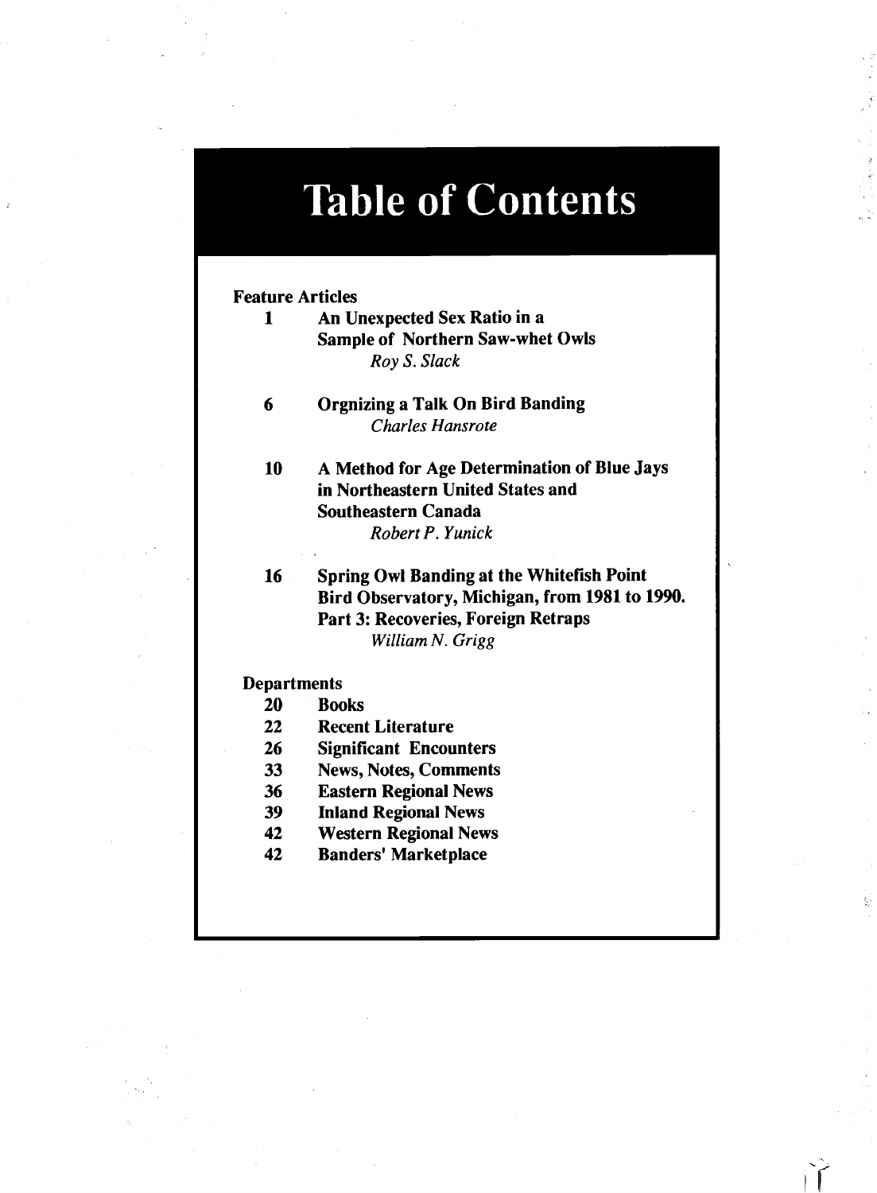# Table of Contents

## Feature Articles

1 **An Unexpected Sex Ratio in a Sample of Northern Saw-whet Owls**
*Roy S. Slack*

6 **Orgnizing a Talk On Bird Banding**
*Charles Hansrote*

10 **A Method for Age Determination of Blue Jays in Northeastern United States and Southeastern Canada**
*Robert P. Yunick*

16 **Spring Owl Banding at the Whitefish Point Bird Observatory, Michigan, from 1981 to 1990. Part 3: Recoveries, Foreign Retraps**
*William N. Grigg*

## Departments

20 **Books**
22 **Recent Literature**
26 **Significant Encounters**
33 **News, Notes, Comments**
36 **Eastern Regional News**
39 **Inland Regional News**
42 **Western Regional News**
42 **Banders' Marketplace**